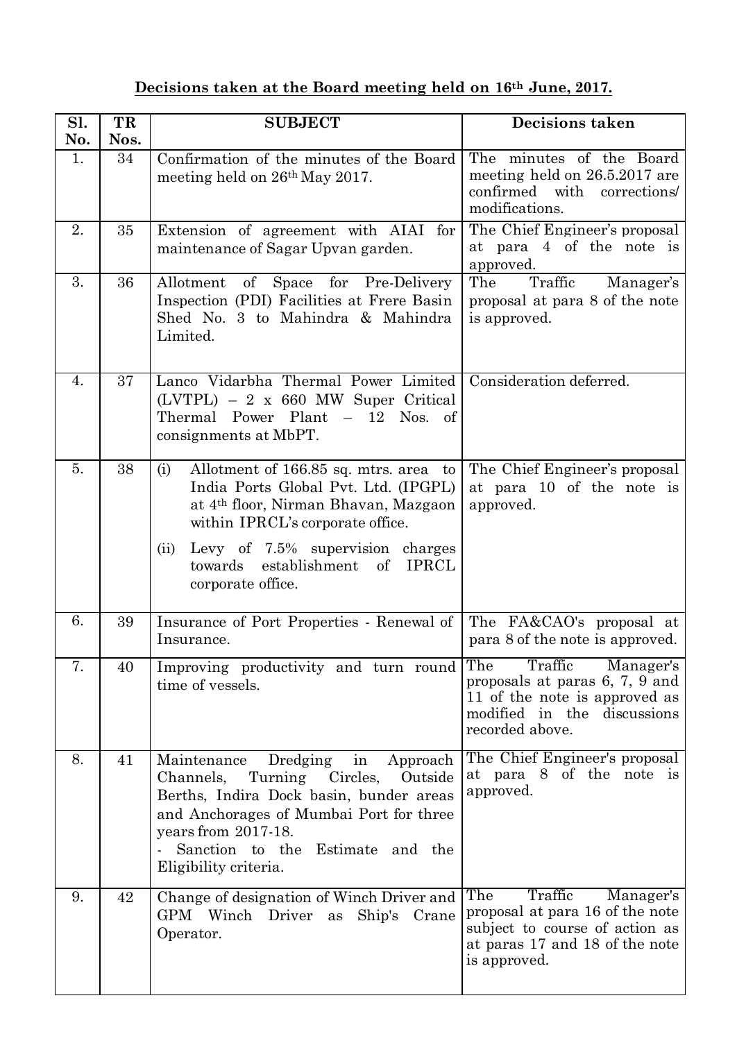**Decisions taken at the Board meeting held on 16th June, 2017.**

| Sl. No. | TR Nos. | SUBJECT | Decisions taken |
|---|---|---|---|
| 1. | 34 | Confirmation of the minutes of the Board meeting held on 26th May 2017. | The minutes of the Board meeting held on 26.5.2017 are confirmed with corrections/ modifications. |
| 2. | 35 | Extension of agreement with AIAI for maintenance of Sagar Upvan garden. | The Chief Engineer's proposal at para 4 of the note is approved. |
| 3. | 36 | Allotment of Space for Pre-Delivery Inspection (PDI) Facilities at Frere Basin Shed No. 3 to Mahindra & Mahindra Limited. | The Traffic Manager's proposal at para 8 of the note is approved. |
| 4. | 37 | Lanco Vidarbha Thermal Power Limited (LVTPL) – 2 x 660 MW Super Critical Thermal Power Plant – 12 Nos. of consignments at MbPT. | Consideration deferred. |
| 5. | 38 | (i) Allotment of 166.85 sq. mtrs. area to India Ports Global Pvt. Ltd. (IPGPL) at 4th floor, Nirman Bhavan, Mazgaon within IPRCL's corporate office.<br>(ii) Levy of 7.5% supervision charges towards establishment of IPRCL corporate office. | The Chief Engineer's proposal at para 10 of the note is approved. |
| 6. | 39 | Insurance of Port Properties - Renewal of Insurance. | The FA&CAO's proposal at para 8 of the note is approved. |
| 7. | 40 | Improving productivity and turn round time of vessels. | The Traffic Manager's proposals at paras 6, 7, 9 and 11 of the note is approved as modified in the discussions recorded above. |
| 8. | 41 | Maintenance Dredging in Approach Channels, Turning Circles, Outside Berths, Indira Dock basin, bunder areas and Anchorages of Mumbai Port for three years from 2017-18.<br>- Sanction to the Estimate and the Eligibility criteria. | The Chief Engineer's proposal at para 8 of the note is approved. |
| 9. | 42 | Change of designation of Winch Driver and GPM Winch Driver as Ship's Crane Operator. | The Traffic Manager's proposal at para 16 of the note subject to course of action as at paras 17 and 18 of the note is approved. |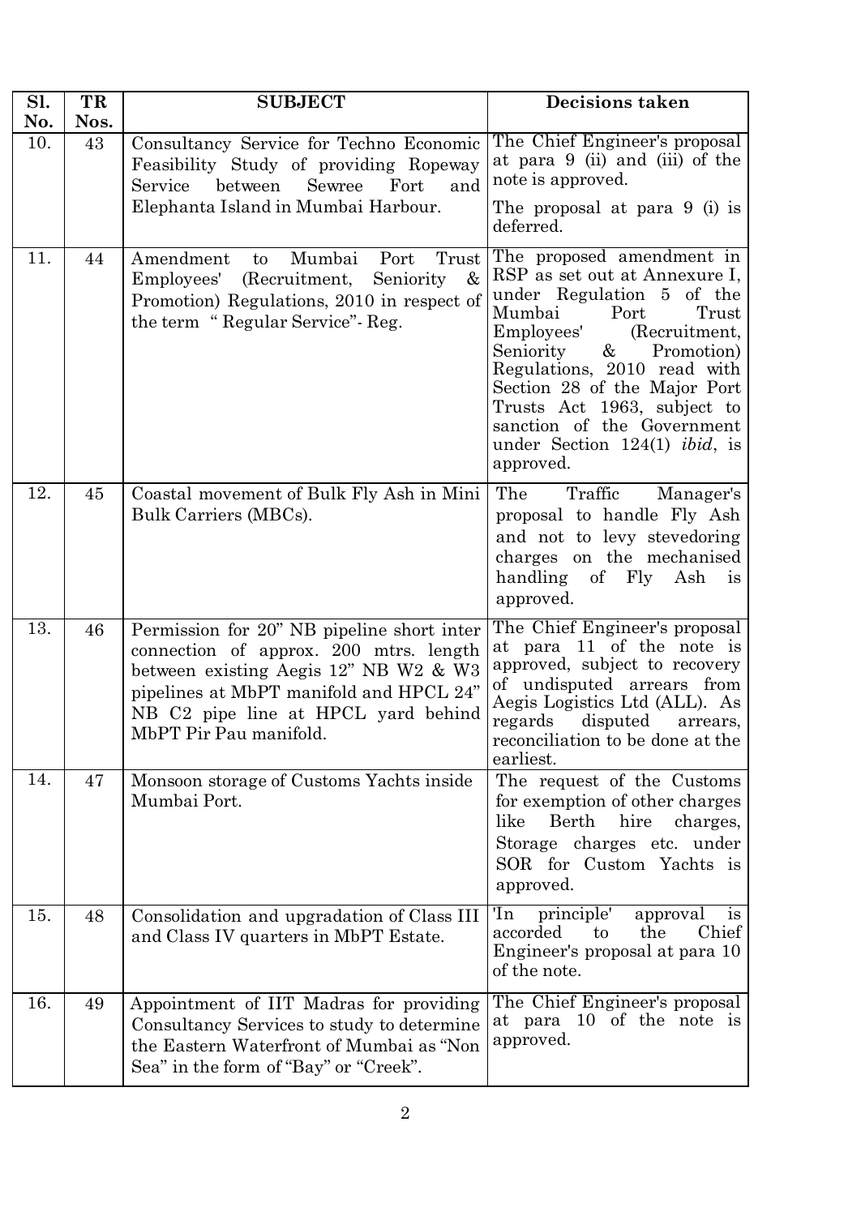| Sl. No. | TR Nos. | SUBJECT | Decisions taken |
|---|---|---|---|
| 10. | 43 | Consultancy Service for Techno Economic Feasibility Study of providing Ropeway Service between Sewree Fort and Elephanta Island in Mumbai Harbour. | The Chief Engineer's proposal at para 9 (ii) and (iii) of the note is approved.<br><br>The proposal at para 9 (i) is deferred. |
| 11. | 44 | Amendment to Mumbai Port Trust Employees' (Recruitment, Seniority & Promotion) Regulations, 2010 in respect of the term " Regular Service"- Reg. | The proposed amendment in RSP as set out at Annexure I, under Regulation 5 of the Mumbai Port Trust Employees' (Recruitment, Seniority & Promotion) Regulations, 2010 read with Section 28 of the Major Port Trusts Act 1963, subject to sanction of the Government under Section 124(1) *ibid*, is approved. |
| 12. | 45 | Coastal movement of Bulk Fly Ash in Mini Bulk Carriers (MBCs). | The Traffic Manager's proposal to handle Fly Ash and not to levy stevedoring charges on the mechanised handling of Fly Ash is approved. |
| 13. | 46 | Permission for 20" NB pipeline short inter connection of approx. 200 mtrs. length between existing Aegis 12" NB W2 & W3 pipelines at MbPT manifold and HPCL 24" NB C2 pipe line at HPCL yard behind MbPT Pir Pau manifold. | The Chief Engineer's proposal at para 11 of the note is approved, subject to recovery of undisputed arrears from Aegis Logistics Ltd (ALL). As regards disputed arrears, reconciliation to be done at the earliest. |
| 14. | 47 | Monsoon storage of Customs Yachts inside Mumbai Port. | The request of the Customs for exemption of other charges like Berth hire charges, Storage charges etc. under SOR for Custom Yachts is approved. |
| 15. | 48 | Consolidation and upgradation of Class III and Class IV quarters in MbPT Estate. | 'In principle' approval is accorded to the Chief Engineer's proposal at para 10 of the note. |
| 16. | 49 | Appointment of IIT Madras for providing Consultancy Services to study to determine the Eastern Waterfront of Mumbai as "Non Sea" in the form of "Bay" or "Creek". | The Chief Engineer's proposal at para 10 of the note is approved. |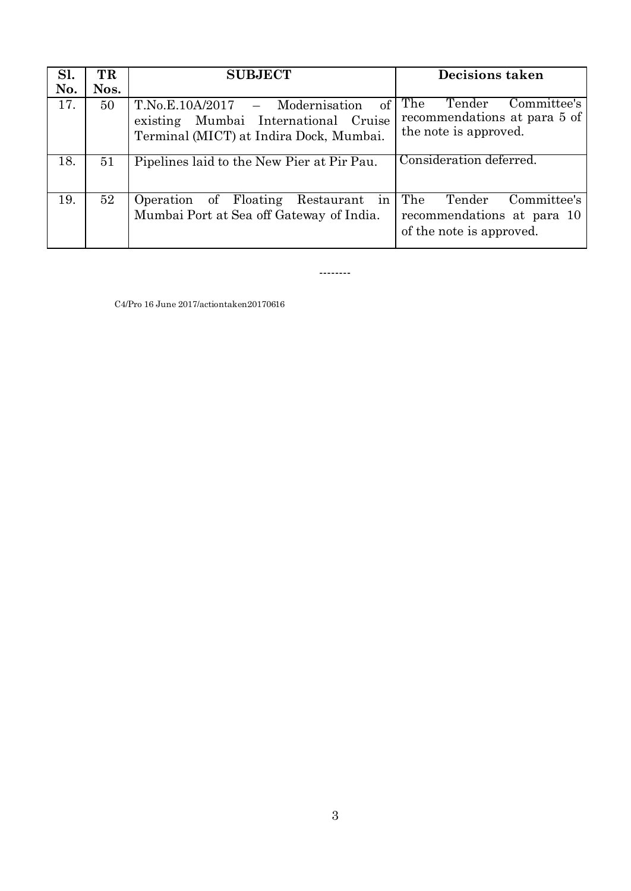| Sl. No. | TR Nos. | SUBJECT | Decisions taken |
|---|---|---|---|
| 17. | 50 | T.No.E.10A/2017 – Modernisation of existing Mumbai International Cruise Terminal (MICT) at Indira Dock, Mumbai. | The Tender Committee's recommendations at para 5 of the note is approved. |
| 18. | 51 | Pipelines laid to the New Pier at Pir Pau. | Consideration deferred. |
| 19. | 52 | Operation of Floating Restaurant in Mumbai Port at Sea off Gateway of India. | The Tender Committee's recommendations at para 10 of the note is approved. |

--------

C4/Pro 16 June 2017/actiontaken20170616